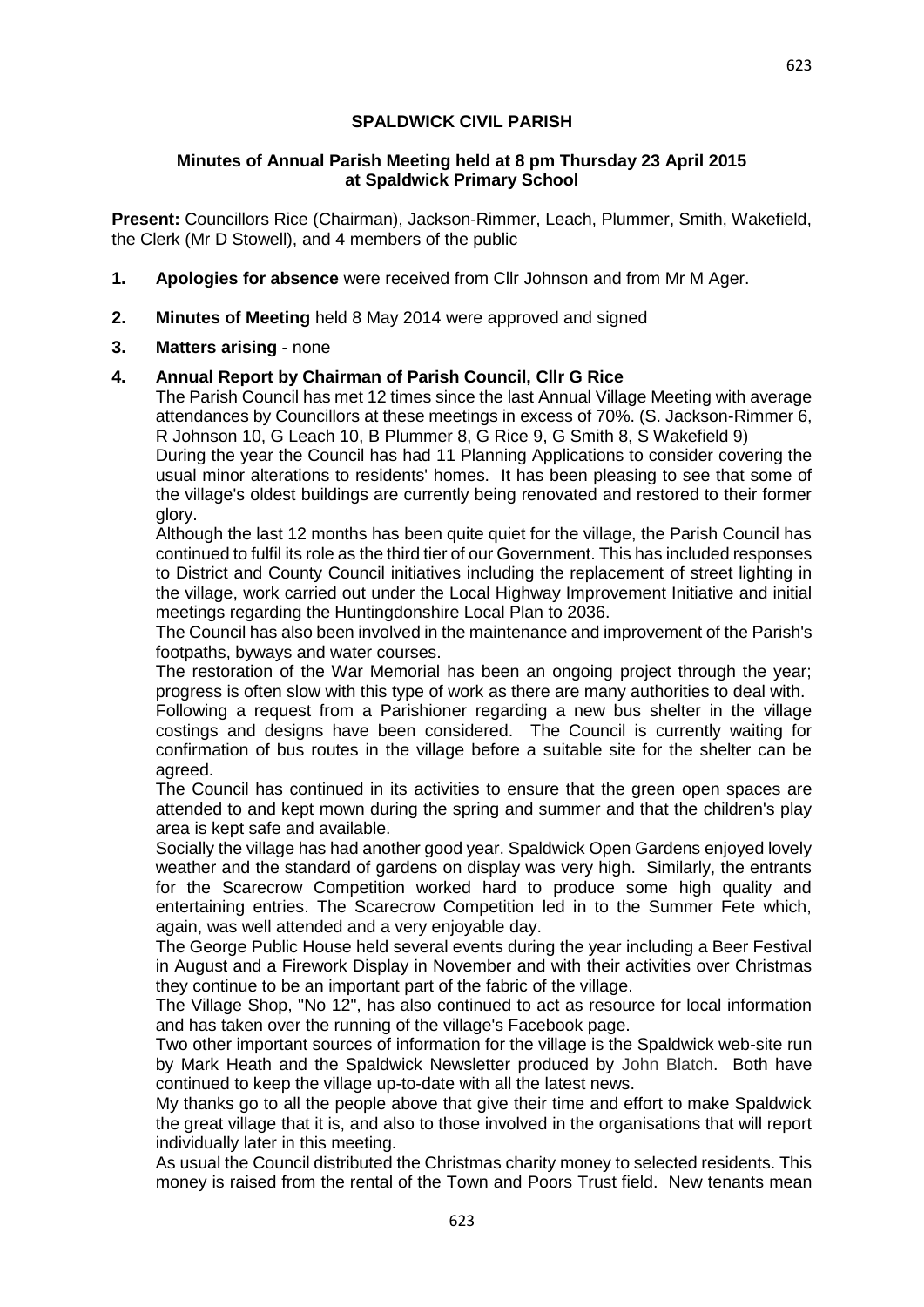# SPALDWICK CIVIL PARISH

## Minutes of Annual Parish Meeting held at 8 pm Thursday 23 April 2015 at Spaldwick Primary School

**Present:** Councillors Rice (Chairman), Jackson-Rimmer, Leach, Plummer, Smith, Wakefield, the Clerk (Mr D Stowell), and 4 members of the public

1. **Apologies for absence** were received from Cllr Johnson and from Mr M Ager.

2. **Minutes of Meeting** held 8 May 2014 were approved and signed

3. **Matters arising** - none

4. **Annual Report by Chairman of Parish Council, Cllr G Rice**

   The Parish Council has met 12 times since the last Annual Village Meeting with average attendances by Councillors at these meetings in excess of 70%. (S. Jackson-Rimmer 6, R Johnson 10, G Leach 10, B Plummer 8, G Rice 9, G Smith 8, S Wakefield 9)

   During the year the Council has had 11 Planning Applications to consider covering the usual minor alterations to residents' homes. It has been pleasing to see that some of the village's oldest buildings are currently being renovated and restored to their former glory.

   Although the last 12 months has been quite quiet for the village, the Parish Council has continued to fulfil its role as the third tier of our Government. This has included responses to District and County Council initiatives including the replacement of street lighting in the village, work carried out under the Local Highway Improvement Initiative and initial meetings regarding the Huntingdonshire Local Plan to 2036.

   The Council has also been involved in the maintenance and improvement of the Parish's footpaths, byways and water courses.

   The restoration of the War Memorial has been an ongoing project through the year; progress is often slow with this type of work as there are many authorities to deal with.

   Following a request from a Parishioner regarding a new bus shelter in the village costings and designs have been considered. The Council is currently waiting for confirmation of bus routes in the village before a suitable site for the shelter can be agreed.

   The Council has continued in its activities to ensure that the green open spaces are attended to and kept mown during the spring and summer and that the children's play area is kept safe and available.

   Socially the village has had another good year. Spaldwick Open Gardens enjoyed lovely weather and the standard of gardens on display was very high. Similarly, the entrants for the Scarecrow Competition worked hard to produce some high quality and entertaining entries. The Scarecrow Competition led in to the Summer Fete which, again, was well attended and a very enjoyable day.

   The George Public House held several events during the year including a Beer Festival in August and a Firework Display in November and with their activities over Christmas they continue to be an important part of the fabric of the village.

   The Village Shop, "No 12", has also continued to act as resource for local information and has taken over the running of the village's Facebook page.

   Two other important sources of information for the village is the Spaldwick web-site run by Mark Heath and the Spaldwick Newsletter produced by John Blatch. Both have continued to keep the village up-to-date with all the latest news.

   My thanks go to all the people above that give their time and effort to make Spaldwick the great village that it is, and also to those involved in the organisations that will report individually later in this meeting.

   As usual the Council distributed the Christmas charity money to selected residents. This money is raised from the rental of the Town and Poors Trust field. New tenants mean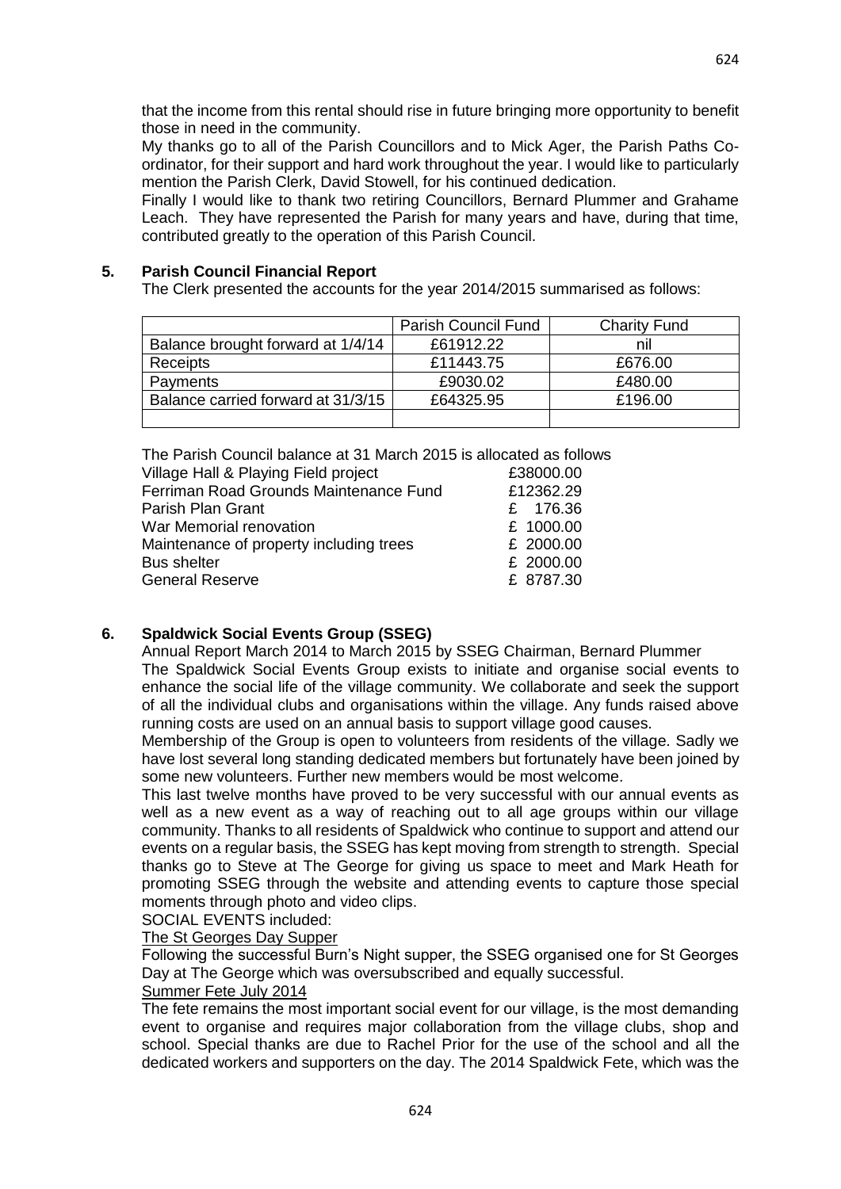that the income from this rental should rise in future bringing more opportunity to benefit those in need in the community.

My thanks go to all of the Parish Councillors and to Mick Ager, the Parish Paths Co-ordinator, for their support and hard work throughout the year. I would like to particularly mention the Parish Clerk, David Stowell, for his continued dedication.

Finally I would like to thank two retiring Councillors, Bernard Plummer and Grahame Leach. They have represented the Parish for many years and have, during that time, contributed greatly to the operation of this Parish Council.

## 5. Parish Council Financial Report

The Clerk presented the accounts for the year 2014/2015 summarised as follows:

| | Parish Council Fund | Charity Fund |
|---|---|---|
| Balance brought forward at 1/4/14 | £61912.22 | nil |
| Receipts | £11443.75 | £676.00 |
| Payments | £9030.02 | £480.00 |
| Balance carried forward at 31/3/15 | £64325.95 | £196.00 |
| | | |

The Parish Council balance at 31 March 2015 is allocated as follows

| | |
|---|---|
| Village Hall & Playing Field project | £38000.00 |
| Ferriman Road Grounds Maintenance Fund | £12362.29 |
| Parish Plan Grant | £ 176.36 |
| War Memorial renovation | £ 1000.00 |
| Maintenance of property including trees | £ 2000.00 |
| Bus shelter | £ 2000.00 |
| General Reserve | £ 8787.30 |

## 6. Spaldwick Social Events Group (SSEG)

Annual Report March 2014 to March 2015 by SSEG Chairman, Bernard Plummer

The Spaldwick Social Events Group exists to initiate and organise social events to enhance the social life of the village community. We collaborate and seek the support of all the individual clubs and organisations within the village. Any funds raised above running costs are used on an annual basis to support village good causes.

Membership of the Group is open to volunteers from residents of the village. Sadly we have lost several long standing dedicated members but fortunately have been joined by some new volunteers. Further new members would be most welcome.

This last twelve months have proved to be very successful with our annual events as well as a new event as a way of reaching out to all age groups within our village community. Thanks to all residents of Spaldwick who continue to support and attend our events on a regular basis, the SSEG has kept moving from strength to strength. Special thanks go to Steve at The George for giving us space to meet and Mark Heath for promoting SSEG through the website and attending events to capture those special moments through photo and video clips.

SOCIAL EVENTS included:

The St Georges Day Supper

Following the successful Burn's Night supper, the SSEG organised one for St Georges Day at The George which was oversubscribed and equally successful.

Summer Fete July 2014

The fete remains the most important social event for our village, is the most demanding event to organise and requires major collaboration from the village clubs, shop and school. Special thanks are due to Rachel Prior for the use of the school and all the dedicated workers and supporters on the day. The 2014 Spaldwick Fete, which was the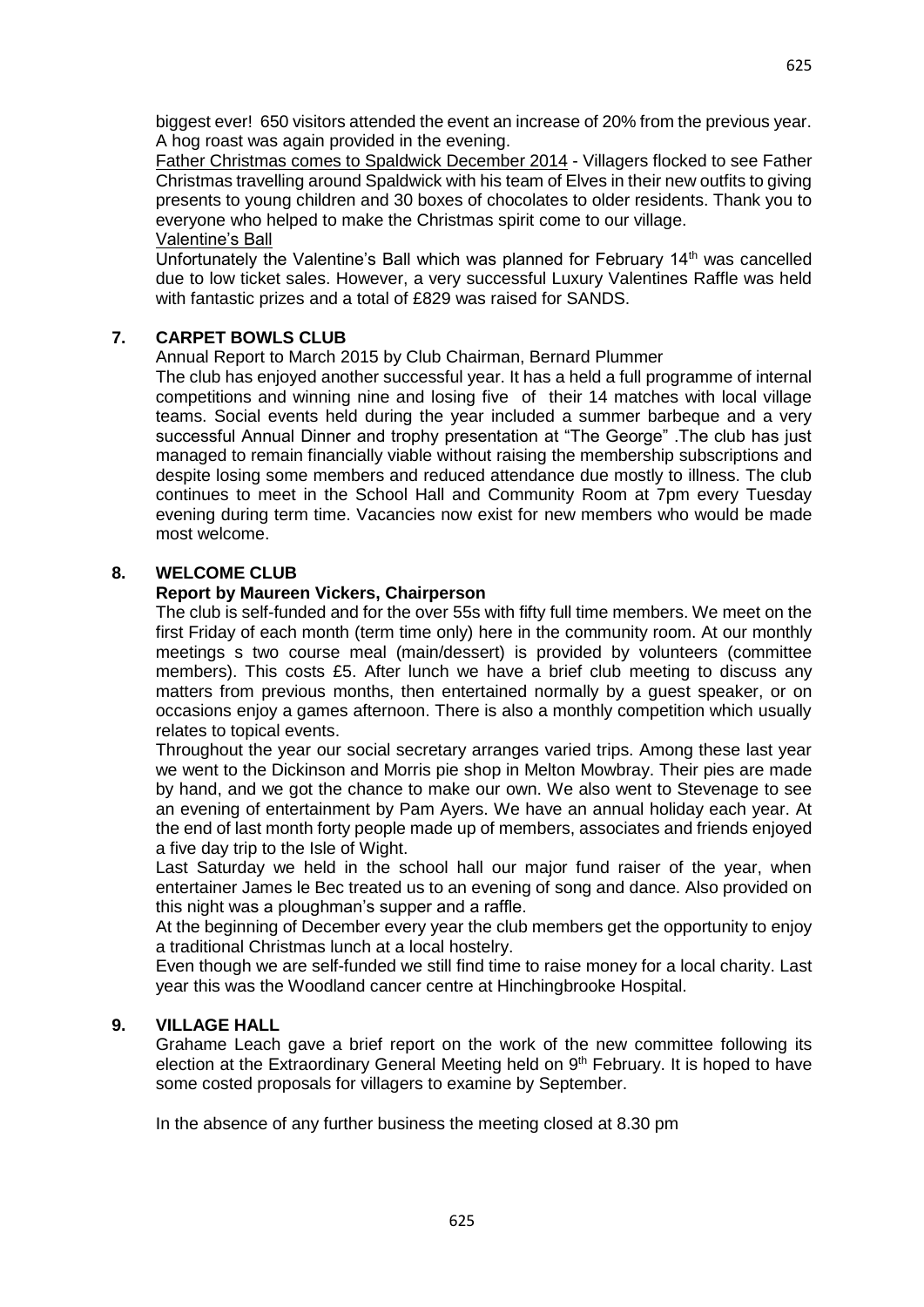biggest ever! 650 visitors attended the event an increase of 20% from the previous year. A hog roast was again provided in the evening.

Father Christmas comes to Spaldwick December 2014 - Villagers flocked to see Father Christmas travelling around Spaldwick with his team of Elves in their new outfits to giving presents to young children and 30 boxes of chocolates to older residents. Thank you to everyone who helped to make the Christmas spirit come to our village.

Valentine's Ball

Unfortunately the Valentine's Ball which was planned for February 14th was cancelled due to low ticket sales. However, a very successful Luxury Valentines Raffle was held with fantastic prizes and a total of £829 was raised for SANDS.

## 7. CARPET BOWLS CLUB

Annual Report to March 2015 by Club Chairman, Bernard Plummer

The club has enjoyed another successful year. It has a held a full programme of internal competitions and winning nine and losing five of their 14 matches with local village teams. Social events held during the year included a summer barbeque and a very successful Annual Dinner and trophy presentation at "The George" .The club has just managed to remain financially viable without raising the membership subscriptions and despite losing some members and reduced attendance due mostly to illness. The club continues to meet in the School Hall and Community Room at 7pm every Tuesday evening during term time. Vacancies now exist for new members who would be made most welcome.

## 8. WELCOME CLUB

**Report by Maureen Vickers, Chairperson**

The club is self-funded and for the over 55s with fifty full time members. We meet on the first Friday of each month (term time only) here in the community room. At our monthly meetings s two course meal (main/dessert) is provided by volunteers (committee members). This costs £5. After lunch we have a brief club meeting to discuss any matters from previous months, then entertained normally by a guest speaker, or on occasions enjoy a games afternoon. There is also a monthly competition which usually relates to topical events.

Throughout the year our social secretary arranges varied trips. Among these last year we went to the Dickinson and Morris pie shop in Melton Mowbray. Their pies are made by hand, and we got the chance to make our own. We also went to Stevenage to see an evening of entertainment by Pam Ayers. We have an annual holiday each year. At the end of last month forty people made up of members, associates and friends enjoyed a five day trip to the Isle of Wight.

Last Saturday we held in the school hall our major fund raiser of the year, when entertainer James le Bec treated us to an evening of song and dance. Also provided on this night was a ploughman's supper and a raffle.

At the beginning of December every year the club members get the opportunity to enjoy a traditional Christmas lunch at a local hostelry.

Even though we are self-funded we still find time to raise money for a local charity. Last year this was the Woodland cancer centre at Hinchingbrooke Hospital.

## 9. VILLAGE HALL

Grahame Leach gave a brief report on the work of the new committee following its election at the Extraordinary General Meeting held on 9th February. It is hoped to have some costed proposals for villagers to examine by September.

In the absence of any further business the meeting closed at 8.30 pm